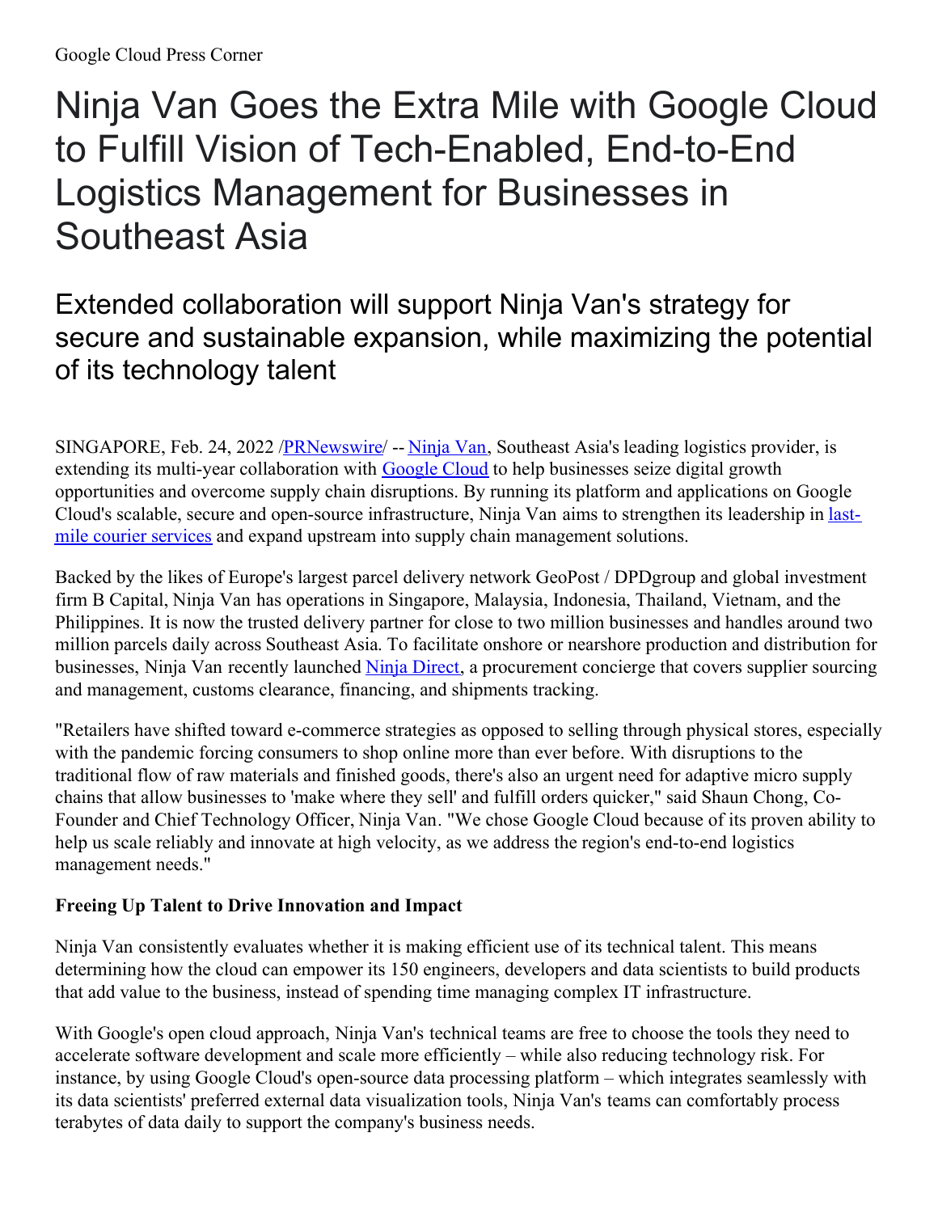Google Cloud Press Corner

# Ninja Van Goes the Extra Mile with Google Cloud to Fulfill Vision of Tech-Enabled, End-to-End Logistics Management for Businesses in Southeast Asia

## Extended collaboration will support Ninja Van's strategy for secure and sustainable expansion, while maximizing the potential of its technology talent

SINGAPORE, Feb. 24, 2022 /PRNewswire/ -- Ninja Van, Southeast Asia's leading logistics provider, is extending its multi-year collaboration with Google Cloud to help businesses seize digital growth opportunities and overcome supply chain disruptions. By running its platform and applications on Google Cloud's scalable, secure and open-source infrastructure, Ninja Van aims to strengthen its leadership in last-mile courier services and expand upstream into supply chain management solutions.

Backed by the likes of Europe's largest parcel delivery network GeoPost / DPDgroup and global investment firm B Capital, Ninja Van has operations in Singapore, Malaysia, Indonesia, Thailand, Vietnam, and the Philippines. It is now the trusted delivery partner for close to two million businesses and handles around two million parcels daily across Southeast Asia. To facilitate onshore or nearshore production and distribution for businesses, Ninja Van recently launched Ninja Direct, a procurement concierge that covers supplier sourcing and management, customs clearance, financing, and shipments tracking.

"Retailers have shifted toward e-commerce strategies as opposed to selling through physical stores, especially with the pandemic forcing consumers to shop online more than ever before. With disruptions to the traditional flow of raw materials and finished goods, there's also an urgent need for adaptive micro supply chains that allow businesses to 'make where they sell' and fulfill orders quicker," said Shaun Chong, Co-Founder and Chief Technology Officer, Ninja Van. "We chose Google Cloud because of its proven ability to help us scale reliably and innovate at high velocity, as we address the region's end-to-end logistics management needs."

**Freeing Up Talent to Drive Innovation and Impact**

Ninja Van consistently evaluates whether it is making efficient use of its technical talent. This means determining how the cloud can empower its 150 engineers, developers and data scientists to build products that add value to the business, instead of spending time managing complex IT infrastructure.

With Google's open cloud approach, Ninja Van's technical teams are free to choose the tools they need to accelerate software development and scale more efficiently – while also reducing technology risk. For instance, by using Google Cloud's open-source data processing platform – which integrates seamlessly with its data scientists' preferred external data visualization tools, Ninja Van's teams can comfortably process terabytes of data daily to support the company's business needs.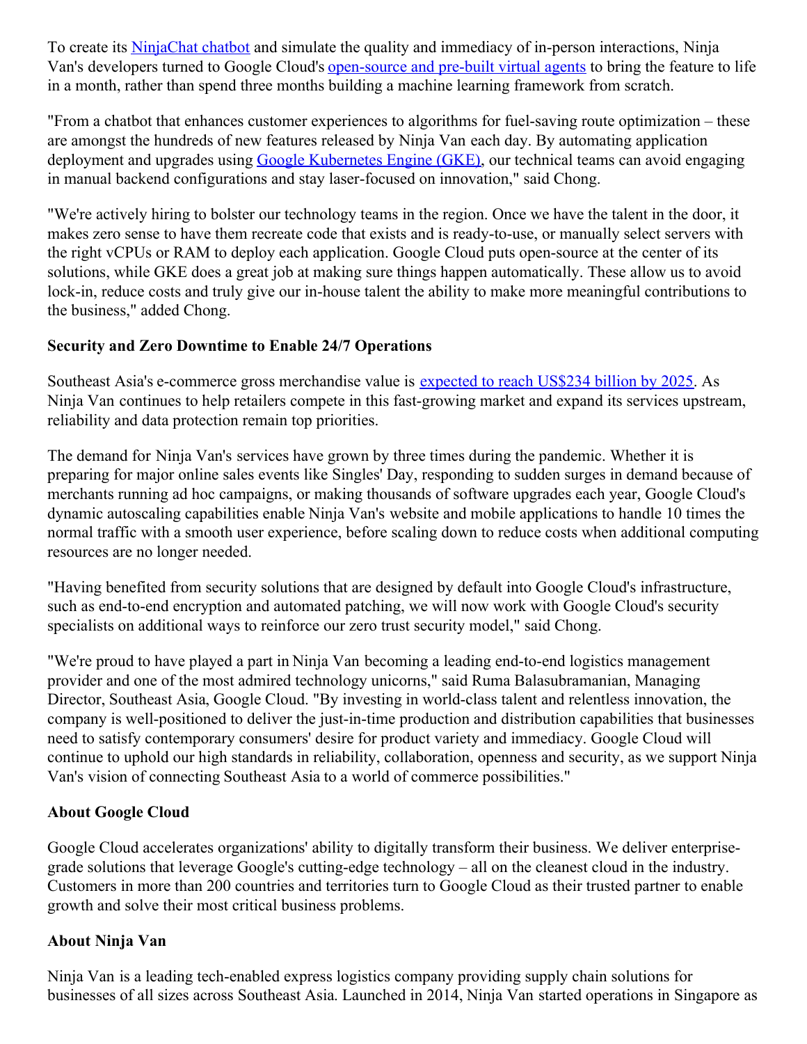To create its NinjaChat chatbot and simulate the quality and immediacy of in-person interactions, Ninja Van's developers turned to Google Cloud's open-source and pre-built virtual agents to bring the feature to life in a month, rather than spend three months building a machine learning framework from scratch.

"From a chatbot that enhances customer experiences to algorithms for fuel-saving route optimization – these are amongst the hundreds of new features released by Ninja Van each day. By automating application deployment and upgrades using Google Kubernetes Engine (GKE), our technical teams can avoid engaging in manual backend configurations and stay laser-focused on innovation," said Chong.

"We're actively hiring to bolster our technology teams in the region. Once we have the talent in the door, it makes zero sense to have them recreate code that exists and is ready-to-use, or manually select servers with the right vCPUs or RAM to deploy each application. Google Cloud puts open-source at the center of its solutions, while GKE does a great job at making sure things happen automatically. These allow us to avoid lock-in, reduce costs and truly give our in-house talent the ability to make more meaningful contributions to the business," added Chong.

**Security and Zero Downtime to Enable 24/7 Operations**

Southeast Asia's e-commerce gross merchandise value is expected to reach US$234 billion by 2025. As Ninja Van continues to help retailers compete in this fast-growing market and expand its services upstream, reliability and data protection remain top priorities.

The demand for Ninja Van's services have grown by three times during the pandemic. Whether it is preparing for major online sales events like Singles' Day, responding to sudden surges in demand because of merchants running ad hoc campaigns, or making thousands of software upgrades each year, Google Cloud's dynamic autoscaling capabilities enable Ninja Van's website and mobile applications to handle 10 times the normal traffic with a smooth user experience, before scaling down to reduce costs when additional computing resources are no longer needed.

"Having benefited from security solutions that are designed by default into Google Cloud's infrastructure, such as end-to-end encryption and automated patching, we will now work with Google Cloud's security specialists on additional ways to reinforce our zero trust security model," said Chong.

"We're proud to have played a part in Ninja Van becoming a leading end-to-end logistics management provider and one of the most admired technology unicorns," said Ruma Balasubramanian, Managing Director, Southeast Asia, Google Cloud. "By investing in world-class talent and relentless innovation, the company is well-positioned to deliver the just-in-time production and distribution capabilities that businesses need to satisfy contemporary consumers' desire for product variety and immediacy. Google Cloud will continue to uphold our high standards in reliability, collaboration, openness and security, as we support Ninja Van's vision of connecting Southeast Asia to a world of commerce possibilities."

**About Google Cloud**

Google Cloud accelerates organizations' ability to digitally transform their business. We deliver enterprise-grade solutions that leverage Google's cutting-edge technology – all on the cleanest cloud in the industry. Customers in more than 200 countries and territories turn to Google Cloud as their trusted partner to enable growth and solve their most critical business problems.

**About Ninja Van**

Ninja Van is a leading tech-enabled express logistics company providing supply chain solutions for businesses of all sizes across Southeast Asia. Launched in 2014, Ninja Van started operations in Singapore as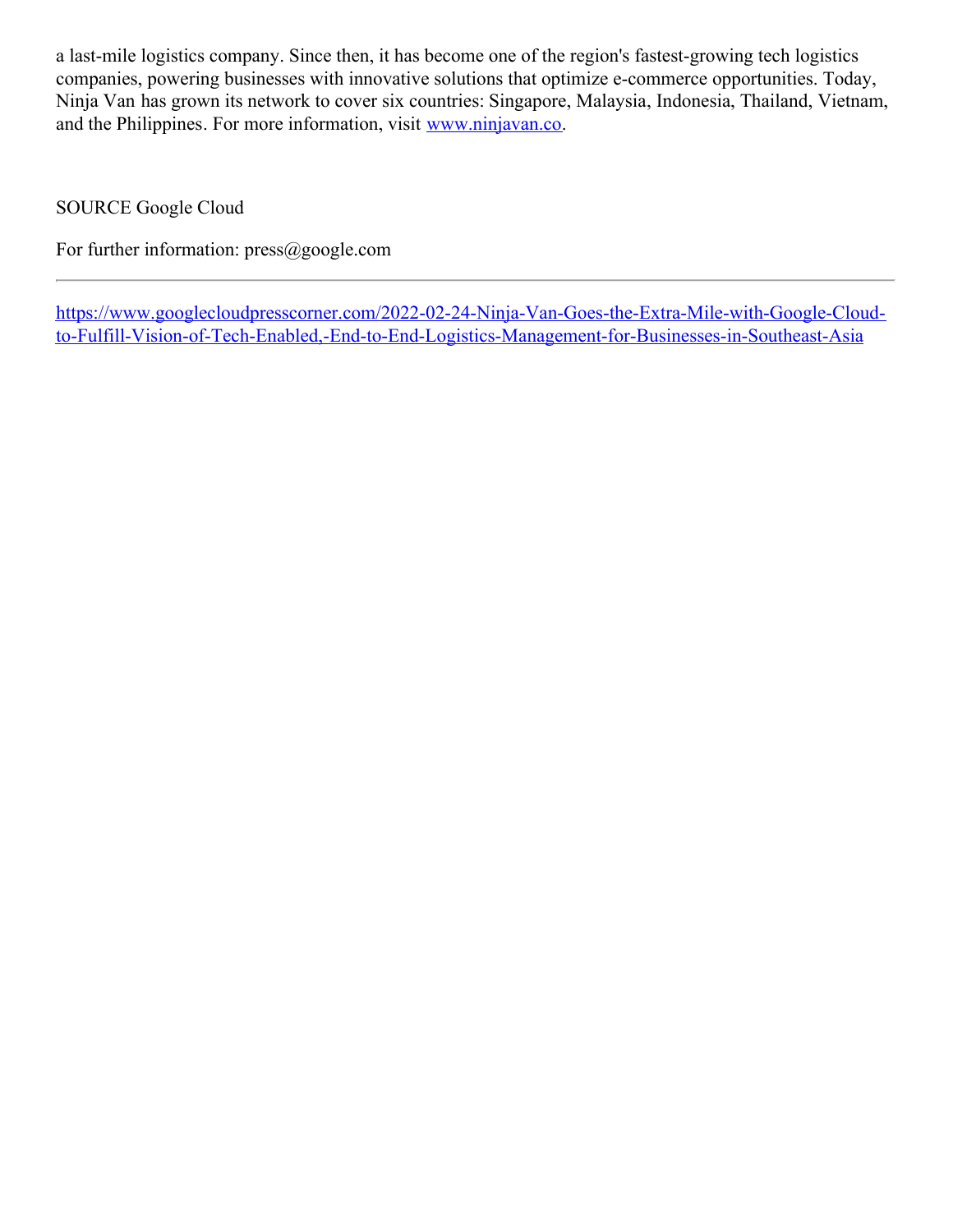a last-mile logistics company. Since then, it has become one of the region's fastest-growing tech logistics companies, powering businesses with innovative solutions that optimize e-commerce opportunities. Today, Ninja Van has grown its network to cover six countries: Singapore, Malaysia, Indonesia, Thailand, Vietnam, and the Philippines. For more information, visit [www.ninjavan.co](http://www.ninjavan.co).

SOURCE Google Cloud

For further information: press@google.com

---

[https://www.googlecloudpresscorner.com/2022-02-24-Ninja-Van-Goes-the-Extra-Mile-with-Google-Cloud-to-Fulfill-Vision-of-Tech-Enabled,-End-to-End-Logistics-Management-for-Businesses-in-Southeast-Asia](https://www.googlecloudpresscorner.com/2022-02-24-Ninja-Van-Goes-the-Extra-Mile-with-Google-Cloud-to-Fulfill-Vision-of-Tech-Enabled,-End-to-End-Logistics-Management-for-Businesses-in-Southeast-Asia)